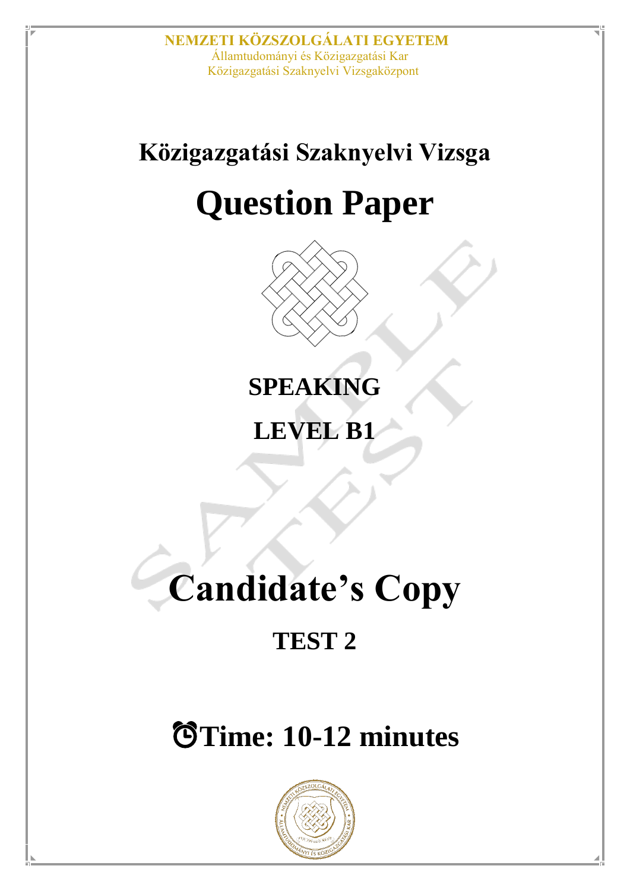NEMZETI KÖZSZOLGÁLATI EGYETEM
Államtudományi és Közigazgatási Kar
Közigazgatási Szaknyelvi Vizsgaközpont

# Közigazgatási Szaknyelvi Vizsga

# Question Paper

## SPEAKING

## LEVEL B1

# Candidate's Copy

## TEST 2

## Time: 10-12 minutes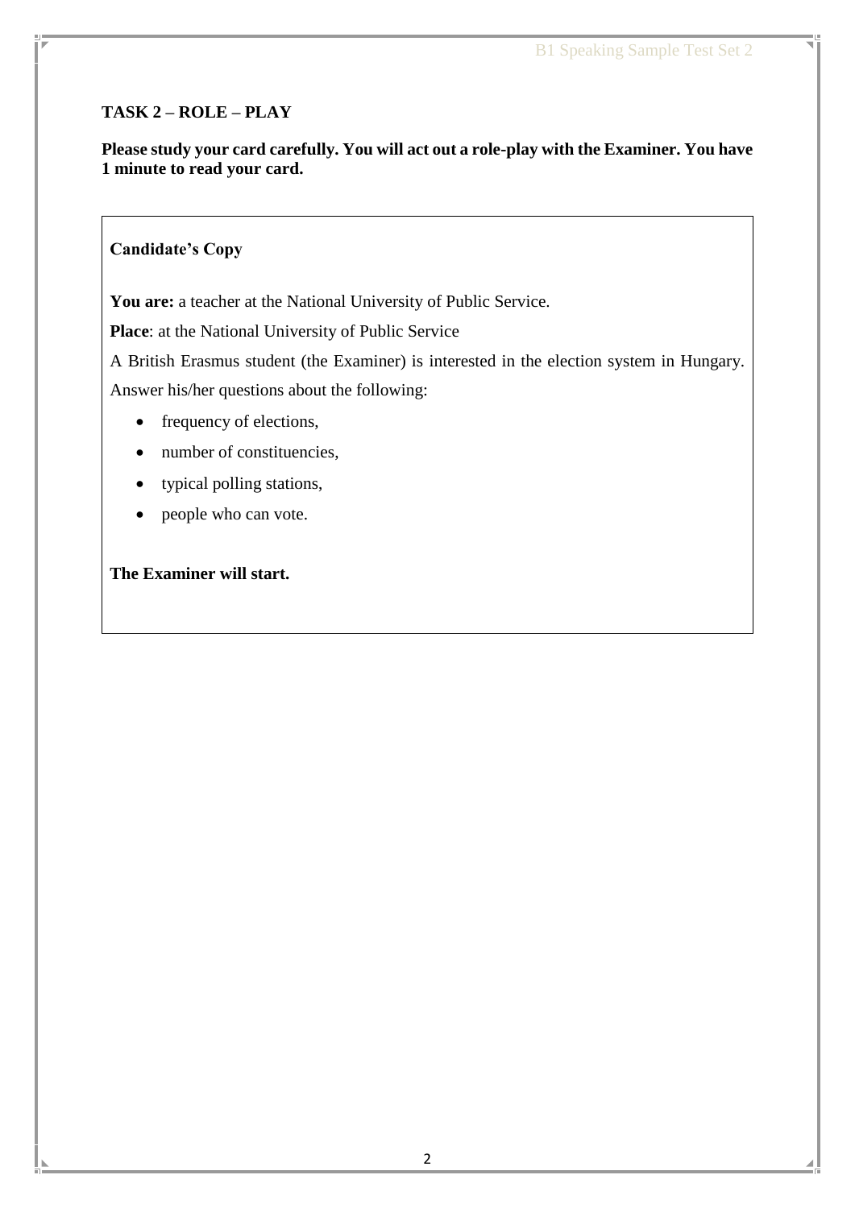**TASK 2 – ROLE – PLAY**

**Please study your card carefully. You will act out a role-play with the Examiner. You have 1 minute to read your card.**

**Candidate's Copy**

**You are:** a teacher at the National University of Public Service.

**Place**: at the National University of Public Service

A British Erasmus student (the Examiner) is interested in the election system in Hungary. Answer his/her questions about the following:

- frequency of elections,
- number of constituencies,
- typical polling stations,
- people who can vote.

**The Examiner will start.**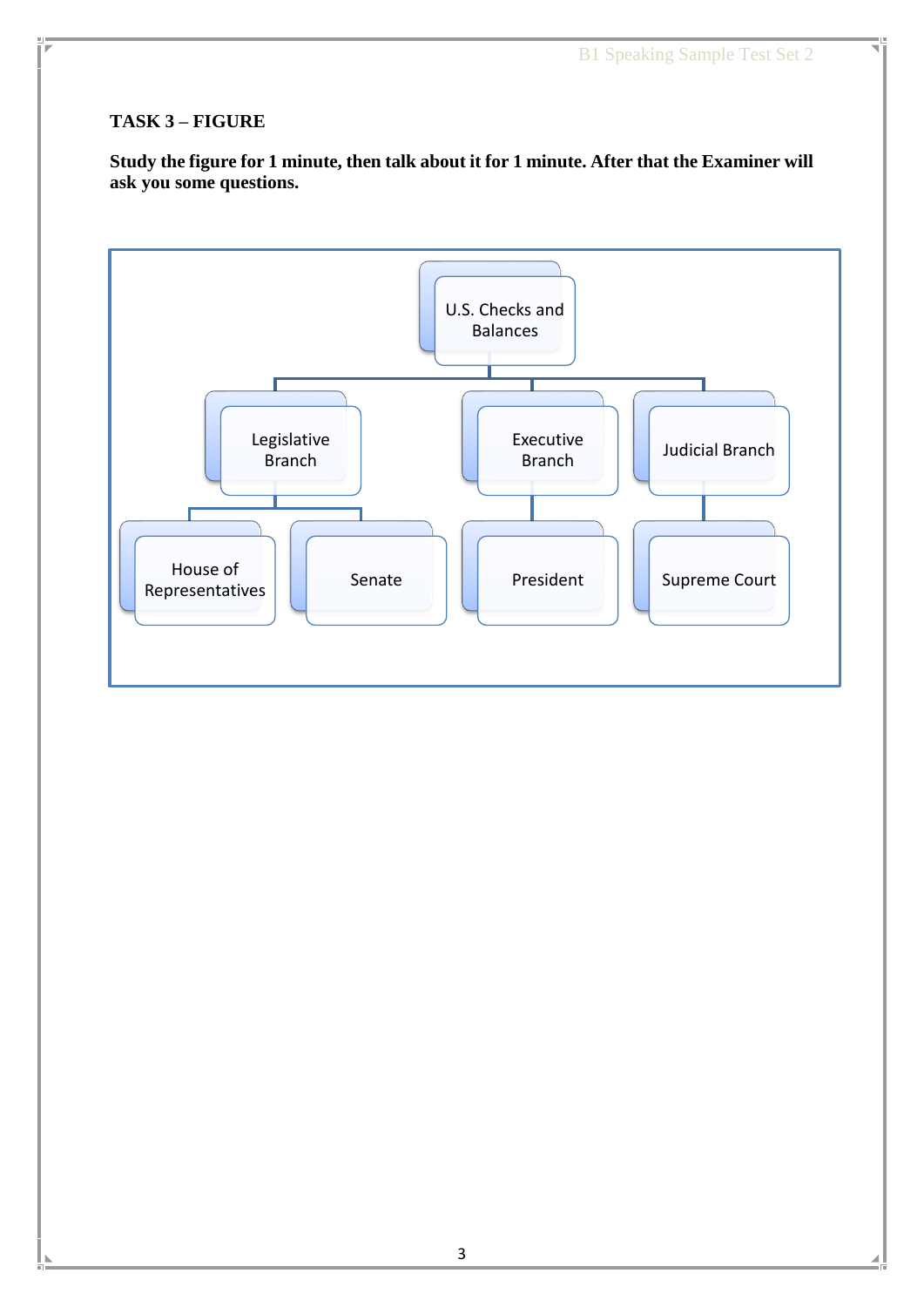### TASK 3 – FIGURE

**Study the figure for 1 minute, then talk about it for 1 minute. After that the Examiner will ask you some questions.**

U.S. Checks and Balances

Legislative Branch

Executive Branch

Judicial Branch

House of Representatives

Senate

President

Supreme Court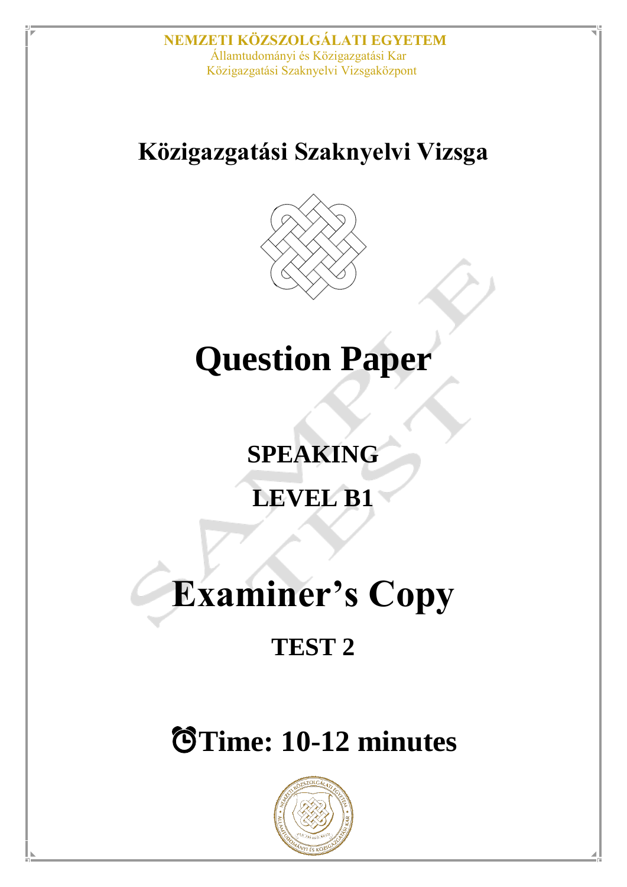NEMZETI KÖZSZOLGÁLATI EGYETEM
Államtudományi és Közigazgatási Kar
Közigazgatási Szaknyelvi Vizsgaközpont

# Közigazgatási Szaknyelvi Vizsga

# Question Paper

## SPEAKING

## LEVEL B1

# Examiner's Copy

## TEST 2

## Time: 10-12 minutes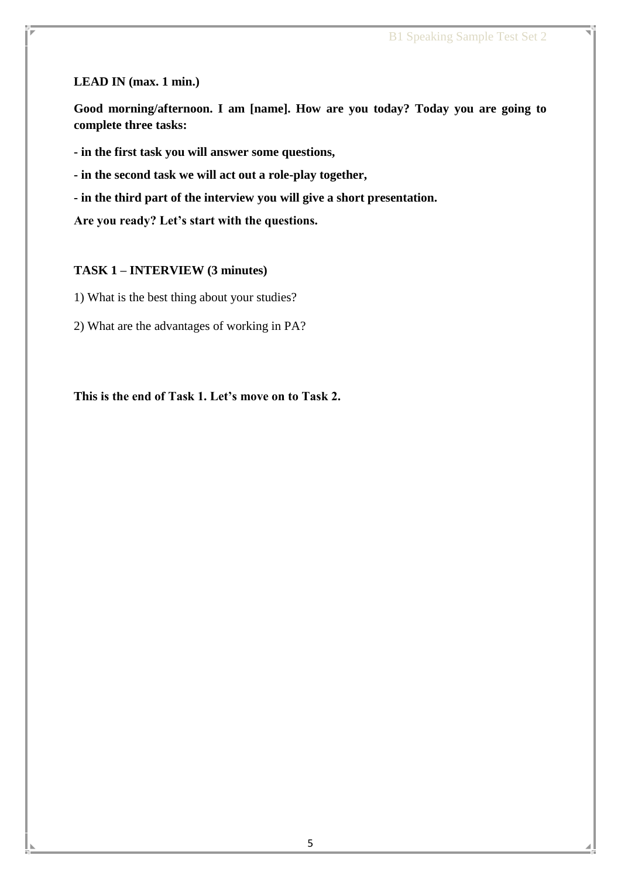**LEAD IN (max. 1 min.)**

**Good morning/afternoon. I am [name]. How are you today? Today you are going to complete three tasks:**

**- in the first task you will answer some questions,**

**- in the second task we will act out a role-play together,**

**- in the third part of the interview you will give a short presentation.**

**Are you ready? Let's start with the questions.**

**TASK 1 – INTERVIEW (3 minutes)**

1) What is the best thing about your studies?

2) What are the advantages of working in PA?

**This is the end of Task 1. Let's move on to Task 2.**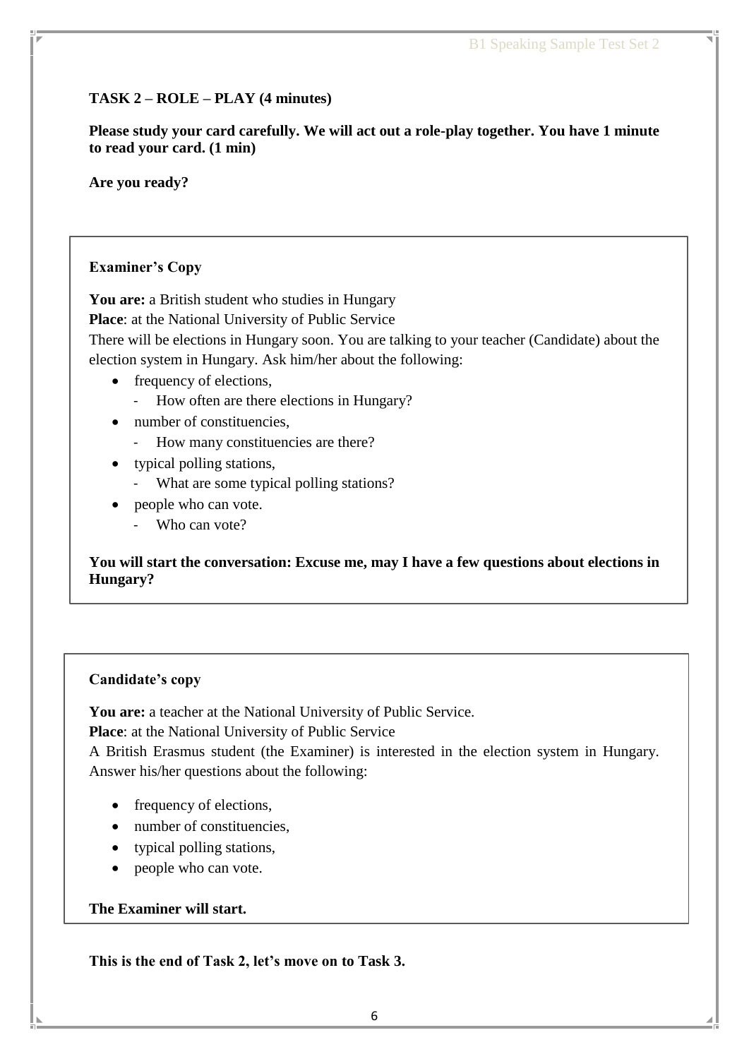**TASK 2 – ROLE – PLAY (4 minutes)**

**Please study your card carefully. We will act out a role-play together. You have 1 minute to read your card. (1 min)**

**Are you ready?**

**Examiner's Copy**

**You are:** a British student who studies in Hungary

**Place**: at the National University of Public Service

There will be elections in Hungary soon. You are talking to your teacher (Candidate) about the election system in Hungary. Ask him/her about the following:

- frequency of elections,
  - How often are there elections in Hungary?
- number of constituencies,
  - How many constituencies are there?
- typical polling stations,
  - What are some typical polling stations?
- people who can vote.
  - Who can vote?

**You will start the conversation: Excuse me, may I have a few questions about elections in Hungary?**

**Candidate's copy**

**You are:** a teacher at the National University of Public Service.

**Place**: at the National University of Public Service

A British Erasmus student (the Examiner) is interested in the election system in Hungary. Answer his/her questions about the following:

- frequency of elections,
- number of constituencies,
- typical polling stations,
- people who can vote.

**The Examiner will start.**

**This is the end of Task 2, let's move on to Task 3.**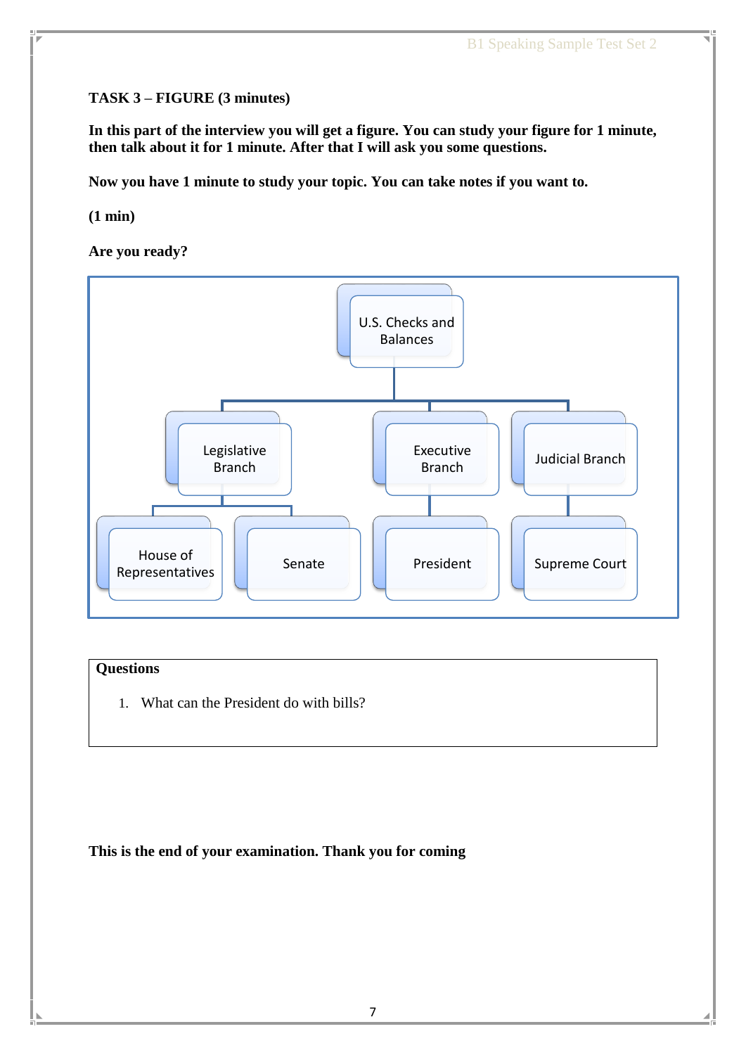**TASK 3 – FIGURE (3 minutes)**

**In this part of the interview you will get a figure. You can study your figure for 1 minute, then talk about it for 1 minute. After that I will ask you some questions.**

**Now you have 1 minute to study your topic. You can take notes if you want to.**

**(1 min)**

**Are you ready?**

U.S. Checks and Balances

Legislative Branch

Executive Branch

Judicial Branch

House of Representatives

Senate

President

Supreme Court

**Questions**

1. What can the President do with bills?

**This is the end of your examination. Thank you for coming**